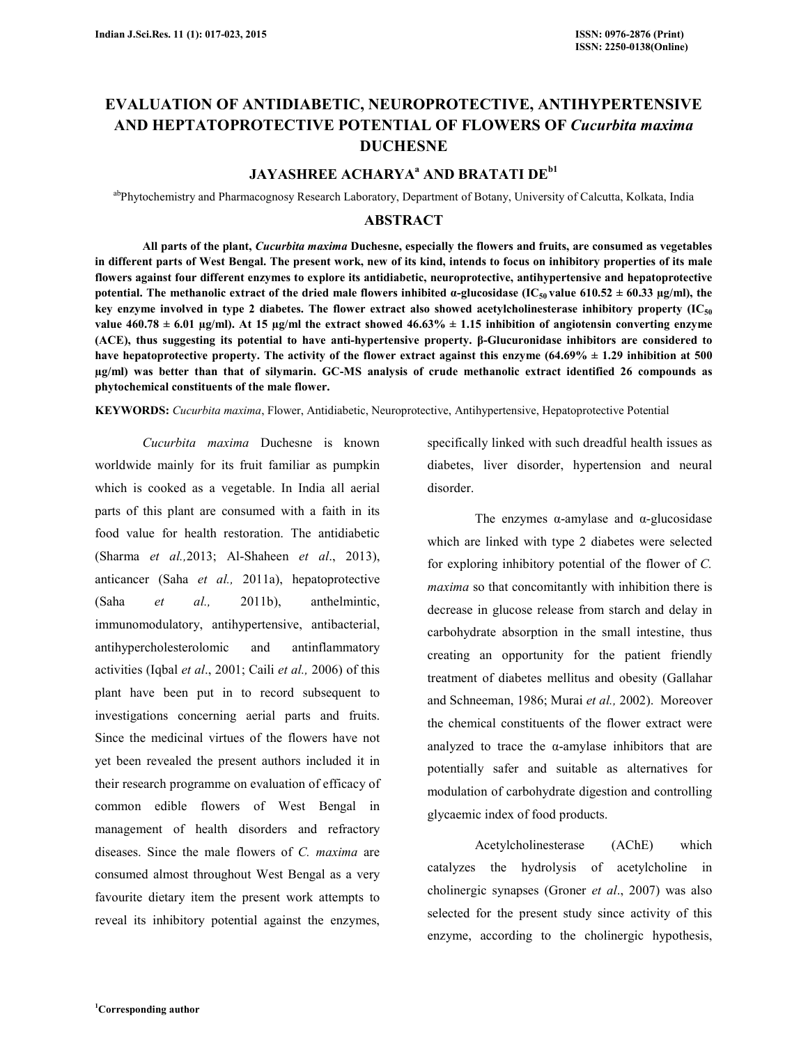# EVALUATION OF ANTIDIABETIC, NEUROPROTECTIVE, ANTIHYPERTENSIVE AND HEPTATOPROTECTIVE POTENTIAL OF FLOWERS OF *Cucurbita maxima* DUCHESNE

**JAYASHREE ACHARYA[a] AND BRATATI DE[b1]**

[ab]Phytochemistry and Pharmacognosy Research Laboratory, Department of Botany, University of Calcutta, Kolkata, India

## ABSTRACT

**All parts of the plant, *Cucurbita maxima* Duchesne, especially the flowers and fruits, are consumed as vegetables in different parts of West Bengal. The present work, new of its kind, intends to focus on inhibitory properties of its male flowers against four different enzymes to explore its antidiabetic, neuroprotective, antihypertensive and hepatoprotective potential. The methanolic extract of the dried male flowers inhibited α-glucosidase ($IC_{50}$ value 610.52 ± 60.33 µg/ml), the key enzyme involved in type 2 diabetes. The flower extract also showed acetylcholinesterase inhibitory property ($IC_{50}$ value 460.78 ± 6.01 µg/ml). At 15 µg/ml the extract showed 46.63% ± 1.15 inhibition of angiotensin converting enzyme (ACE), thus suggesting its potential to have anti-hypertensive property. β-Glucuronidase inhibitors are considered to have hepatoprotective property. The activity of the flower extract against this enzyme (64.69% ± 1.29 inhibition at 500 µg/ml) was better than that of silymarin. GC-MS analysis of crude methanolic extract identified 26 compounds as phytochemical constituents of the male flower.**

**KEYWORDS:** *Cucurbita maxima*, Flower, Antidiabetic, Neuroprotective, Antihypertensive, Hepatoprotective Potential

*Cucurbita maxima* Duchesne is known worldwide mainly for its fruit familiar as pumpkin which is cooked as a vegetable. In India all aerial parts of this plant are consumed with a faith in its food value for health restoration. The antidiabetic (Sharma *et al.,*2013; Al-Shaheen *et al*., 2013), anticancer (Saha *et al.,* 2011a), hepatoprotective (Saha *et al.,* 2011b), anthelmintic, immunomodulatory, antihypertensive, antibacterial, antihypercholesterolomic and antinflammatory activities (Iqbal *et al*., 2001; Caili *et al.,* 2006) of this plant have been put in to record subsequent to investigations concerning aerial parts and fruits. Since the medicinal virtues of the flowers have not yet been revealed the present authors included it in their research programme on evaluation of efficacy of common edible flowers of West Bengal in management of health disorders and refractory diseases. Since the male flowers of *C. maxima* are consumed almost throughout West Bengal as a very favourite dietary item the present work attempts to reveal its inhibitory potential against the enzymes, specifically linked with such dreadful health issues as diabetes, liver disorder, hypertension and neural disorder.

The enzymes α-amylase and α-glucosidase which are linked with type 2 diabetes were selected for exploring inhibitory potential of the flower of *C. maxima* so that concomitantly with inhibition there is decrease in glucose release from starch and delay in carbohydrate absorption in the small intestine, thus creating an opportunity for the patient friendly treatment of diabetes mellitus and obesity (Gallahar and Schneeman, 1986; Murai *et al.,* 2002). Moreover the chemical constituents of the flower extract were analyzed to trace the α-amylase inhibitors that are potentially safer and suitable as alternatives for modulation of carbohydrate digestion and controlling glycaemic index of food products.

Acetylcholinesterase (AChE) which catalyzes the hydrolysis of acetylcholine in cholinergic synapses (Groner *et al*., 2007) was also selected for the present study since activity of this enzyme, according to the cholinergic hypothesis,

[1]Corresponding author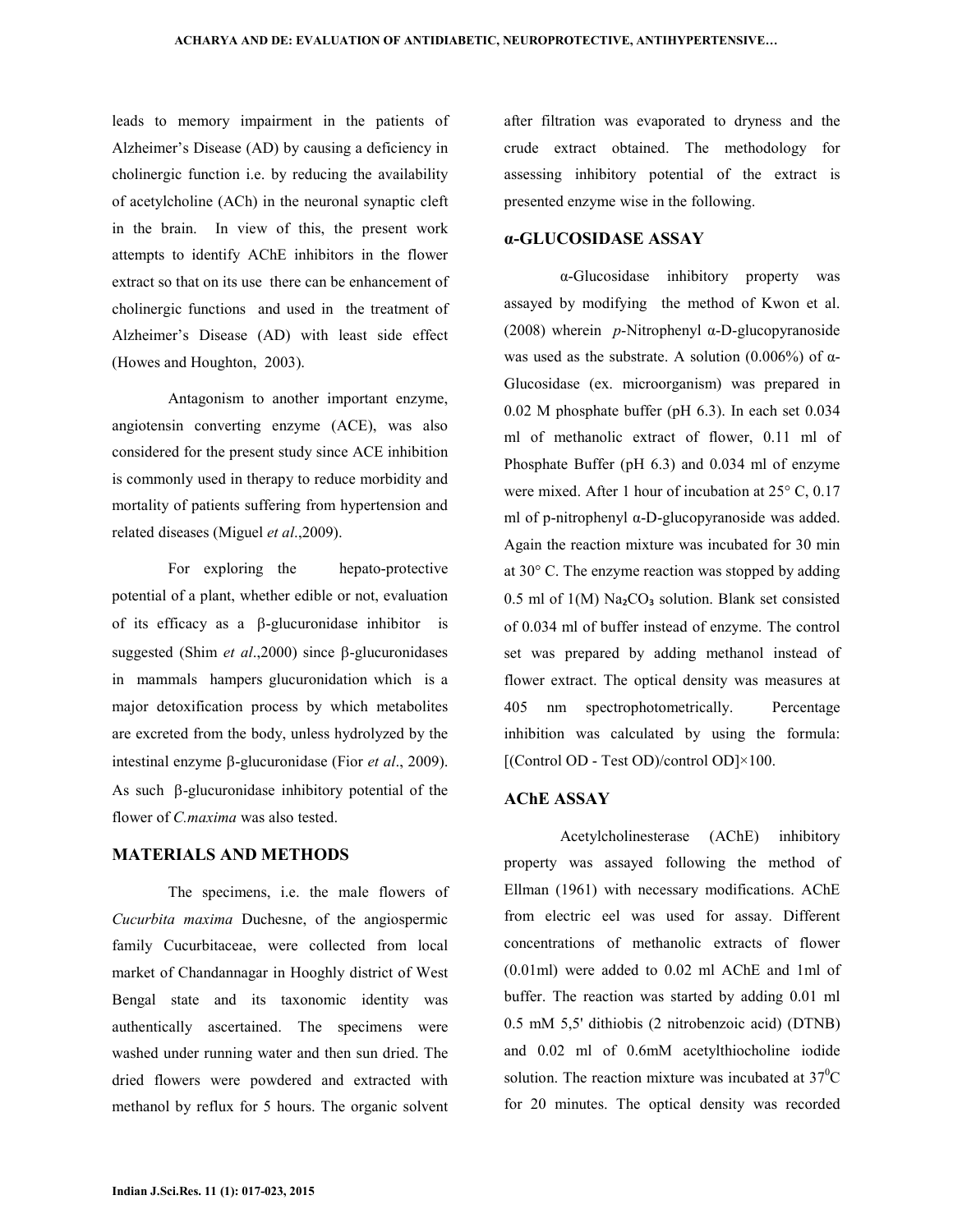leads to memory impairment in the patients of Alzheimer's Disease (AD) by causing a deficiency in cholinergic function i.e. by reducing the availability of acetylcholine (ACh) in the neuronal synaptic cleft in the brain. In view of this, the present work attempts to identify AChE inhibitors in the flower extract so that on its use there can be enhancement of cholinergic functions and used in the treatment of Alzheimer's Disease (AD) with least side effect (Howes and Houghton, 2003).

Antagonism to another important enzyme, angiotensin converting enzyme (ACE), was also considered for the present study since ACE inhibition is commonly used in therapy to reduce morbidity and mortality of patients suffering from hypertension and related diseases (Miguel *et al*.,2009).

For exploring the hepato-protective potential of a plant, whether edible or not, evaluation of its efficacy as a β-glucuronidase inhibitor is suggested (Shim *et al*.,2000) since β-glucuronidases in mammals hampers glucuronidation which is a major detoxification process by which metabolites are excreted from the body, unless hydrolyzed by the intestinal enzyme β-glucuronidase (Fior *et al*., 2009). As such β-glucuronidase inhibitory potential of the flower of *C.maxima* was also tested.

## MATERIALS AND METHODS

The specimens, i.e. the male flowers of *Cucurbita maxima* Duchesne, of the angiospermic family Cucurbitaceae, were collected from local market of Chandannagar in Hooghly district of West Bengal state and its taxonomic identity was authentically ascertained. The specimens were washed under running water and then sun dried. The dried flowers were powdered and extracted with methanol by reflux for 5 hours. The organic solvent after filtration was evaporated to dryness and the crude extract obtained. The methodology for assessing inhibitory potential of the extract is presented enzyme wise in the following.

## α-GLUCOSIDASE ASSAY

α-Glucosidase inhibitory property was assayed by modifying the method of Kwon et al. (2008) wherein *p*-Nitrophenyl α-D-glucopyranoside was used as the substrate. A solution (0.006%) of α-Glucosidase (ex. microorganism) was prepared in 0.02 M phosphate buffer (pH 6.3). In each set 0.034 ml of methanolic extract of flower, 0.11 ml of Phosphate Buffer (pH 6.3) and 0.034 ml of enzyme were mixed. After 1 hour of incubation at 25° C, 0.17 ml of p-nitrophenyl α-D-glucopyranoside was added. Again the reaction mixture was incubated for 30 min at 30° C. The enzyme reaction was stopped by adding 0.5 ml of 1(M) $Na_2CO_3$ solution. Blank set consisted of 0.034 ml of buffer instead of enzyme. The control set was prepared by adding methanol instead of flower extract. The optical density was measures at 405 nm spectrophotometrically. Percentage inhibition was calculated by using the formula: [(Control OD - Test OD)/control OD]×100.

## AChE ASSAY

Acetylcholinesterase (AChE) inhibitory property was assayed following the method of Ellman (1961) with necessary modifications. AChE from electric eel was used for assay. Different concentrations of methanolic extracts of flower (0.01ml) were added to 0.02 ml AChE and 1ml of buffer. The reaction was started by adding 0.01 ml 0.5 mM 5,5' dithiobis (2 nitrobenzoic acid) (DTNB) and 0.02 ml of 0.6mM acetylthiocholine iodide solution. The reaction mixture was incubated at $37^0$C for 20 minutes. The optical density was recorded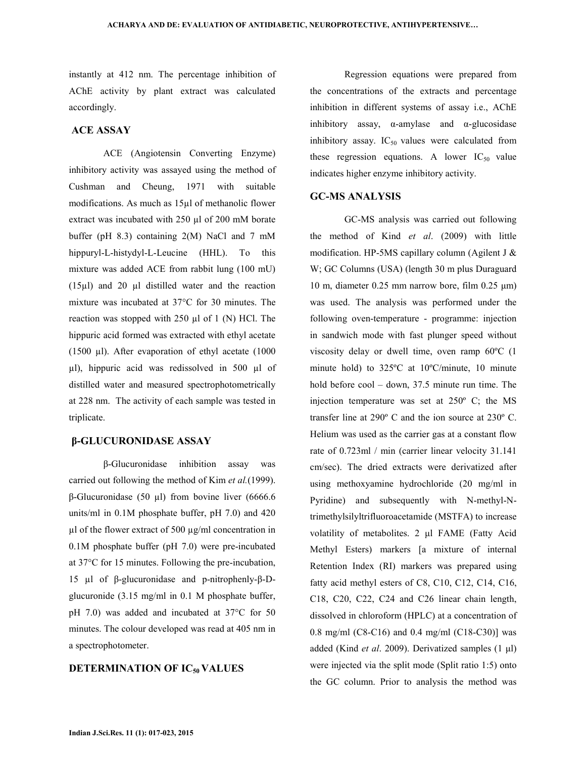instantly at 412 nm. The percentage inhibition of AChE activity by plant extract was calculated accordingly.

## ACE ASSAY

ACE (Angiotensin Converting Enzyme) inhibitory activity was assayed using the method of Cushman and Cheung, 1971 with suitable modifications. As much as 15µl of methanolic flower extract was incubated with 250 µl of 200 mM borate buffer (pH 8.3) containing 2(M) NaCl and 7 mM hippuryl-L-histydyl-L-Leucine (HHL). To this mixture was added ACE from rabbit lung (100 mU) (15µl) and 20 µl distilled water and the reaction mixture was incubated at 37°C for 30 minutes. The reaction was stopped with 250 µl of 1 (N) HCl. The hippuric acid formed was extracted with ethyl acetate (1500 µl). After evaporation of ethyl acetate (1000 µl), hippuric acid was redissolved in 500 µl of distilled water and measured spectrophotometrically at 228 nm. The activity of each sample was tested in triplicate.

## β-GLUCURONIDASE ASSAY

β-Glucuronidase inhibition assay was carried out following the method of Kim *et al.*(1999). β-Glucuronidase (50 µl) from bovine liver (6666.6 units/ml in 0.1M phosphate buffer, pH 7.0) and 420 µl of the flower extract of 500 µg/ml concentration in 0.1M phosphate buffer (pH 7.0) were pre-incubated at 37°C for 15 minutes. Following the pre-incubation, 15 µl of β-glucuronidase and p-nitrophenly-β-D-glucuronide (3.15 mg/ml in 0.1 M phosphate buffer, pH 7.0) was added and incubated at 37°C for 50 minutes. The colour developed was read at 405 nm in a spectrophotometer.

## DETERMINATION OF $IC_{50}$ VALUES

Regression equations were prepared from the concentrations of the extracts and percentage inhibition in different systems of assay i.e., AChE inhibitory assay, α-amylase and α-glucosidase inhibitory assay. $IC_{50}$ values were calculated from these regression equations. A lower $IC_{50}$ value indicates higher enzyme inhibitory activity.

## GC-MS ANALYSIS

GC-MS analysis was carried out following the method of Kind *et al*. (2009) with little modification. HP-5MS capillary column (Agilent J & W; GC Columns (USA) (length 30 m plus Duraguard 10 m, diameter 0.25 mm narrow bore, film 0.25 µm) was used. The analysis was performed under the following oven-temperature - programme: injection in sandwich mode with fast plunger speed without viscosity delay or dwell time, oven ramp 60ºC (1 minute hold) to 325ºC at 10ºC/minute, 10 minute hold before cool – down, 37.5 minute run time. The injection temperature was set at 250º C; the MS transfer line at 290º C and the ion source at 230º C. Helium was used as the carrier gas at a constant flow rate of 0.723ml / min (carrier linear velocity 31.141 cm/sec). The dried extracts were derivatized after using methoxyamine hydrochloride (20 mg/ml in Pyridine) and subsequently with N-methyl-N-trimethylsilyltrifluoroacetamide (MSTFA) to increase volatility of metabolites. 2 µl FAME (Fatty Acid Methyl Esters) markers [a mixture of internal Retention Index (RI) markers was prepared using fatty acid methyl esters of C8, C10, C12, C14, C16, C18, C20, C22, C24 and C26 linear chain length, dissolved in chloroform (HPLC) at a concentration of 0.8 mg/ml (C8-C16) and 0.4 mg/ml (C18-C30)] was added (Kind *et al*. 2009). Derivatized samples (1 µl) were injected via the split mode (Split ratio 1:5) onto the GC column. Prior to analysis the method was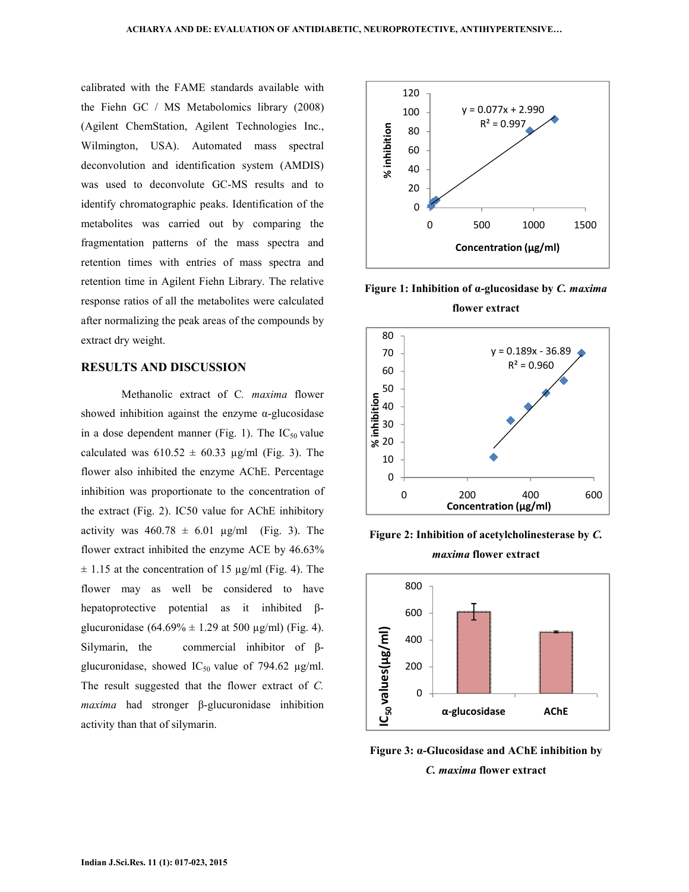calibrated with the FAME standards available with the Fiehn GC / MS Metabolomics library (2008) (Agilent ChemStation, Agilent Technologies Inc., Wilmington, USA). Automated mass spectral deconvolution and identification system (AMDIS) was used to deconvolute GC-MS results and to identify chromatographic peaks. Identification of the metabolites was carried out by comparing the fragmentation patterns of the mass spectra and retention times with entries of mass spectra and retention time in Agilent Fiehn Library. The relative response ratios of all the metabolites were calculated after normalizing the peak areas of the compounds by extract dry weight.

## RESULTS AND DISCUSSION

Methanolic extract of C. *maxima* flower showed inhibition against the enzyme α-glucosidase in a dose dependent manner (Fig. 1). The $IC_{50}$ value calculated was 610.52 ± 60.33 µg/ml (Fig. 3). The flower also inhibited the enzyme AChE. Percentage inhibition was proportionate to the concentration of the extract (Fig. 2). IC50 value for AChE inhibitory activity was 460.78 ± 6.01 µg/ml (Fig. 3). The flower extract inhibited the enzyme ACE by 46.63% ± 1.15 at the concentration of 15 µg/ml (Fig. 4). The flower may as well be considered to have hepatoprotective potential as it inhibited β-glucuronidase (64.69% ± 1.29 at 500 µg/ml) (Fig. 4). Silymarin, the commercial inhibitor of β-glucuronidase, showed $IC_{50}$ value of 794.62 µg/ml. The result suggested that the flower extract of *C. maxima* had stronger β-glucuronidase inhibition activity than that of silymarin.

**Figure 1: Inhibition of α-glucosidase by *C. maxima* flower extract**

**Figure 2: Inhibition of acetylcholinesterase by *C. maxima* flower extract**

**Figure 3: α-Glucosidase and AChE inhibition by *C. maxima* flower extract**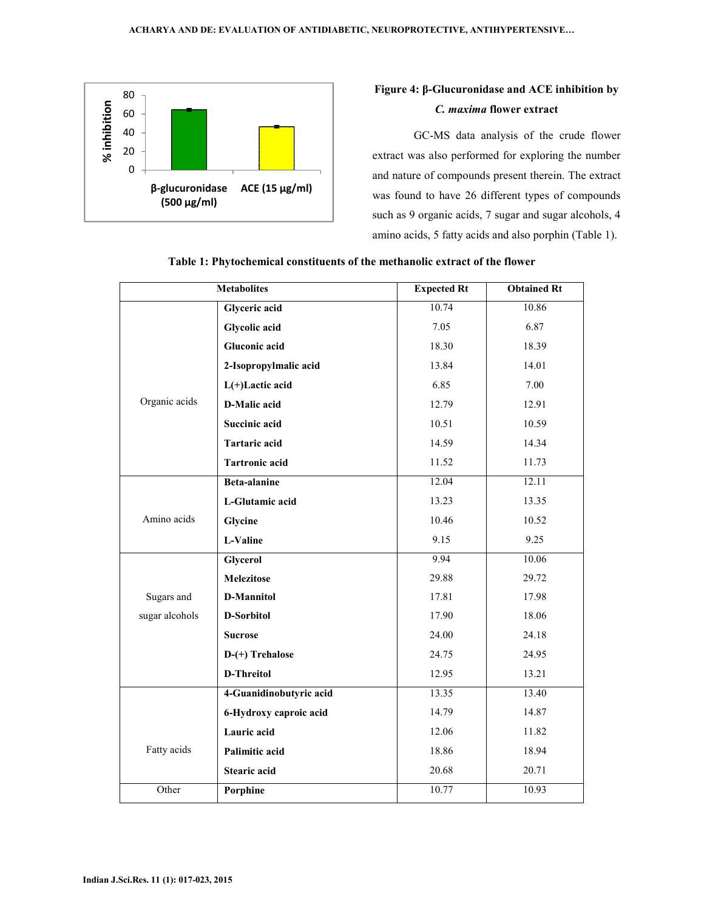**Figure 4: β-Glucuronidase and ACE inhibition by *C. maxima* flower extract**

GC-MS data analysis of the crude flower extract was also performed for exploring the number and nature of compounds present therein. The extract was found to have 26 different types of compounds such as 9 organic acids, 7 sugar and sugar alcohols, 4 amino acids, 5 fatty acids and also porphin (Table 1).

**Table 1: Phytochemical constituents of the methanolic extract of the flower**

| Metabolites | | Expected Rt | Obtained Rt |
|---|---|---|---|
| Organic acids | **Glyceric acid** | 10.74 | 10.86 |
| | **Glycolic acid** | 7.05 | 6.87 |
| | **Gluconic acid** | 18.30 | 18.39 |
| | **2-Isopropylmalic acid** | 13.84 | 14.01 |
| | **L(+)Lactic acid** | 6.85 | 7.00 |
| | **D-Malic acid** | 12.79 | 12.91 |
| | **Succinic acid** | 10.51 | 10.59 |
| | **Tartaric acid** | 14.59 | 14.34 |
| | **Tartronic acid** | 11.52 | 11.73 |
| Amino acids | **Beta-alanine** | 12.04 | 12.11 |
| | **L-Glutamic acid** | 13.23 | 13.35 |
| | **Glycine** | 10.46 | 10.52 |
| | **L-Valine** | 9.15 | 9.25 |
| Sugars and sugar alcohols | **Glycerol** | 9.94 | 10.06 |
| | **Melezitose** | 29.88 | 29.72 |
| | **D-Mannitol** | 17.81 | 17.98 |
| | **D-Sorbitol** | 17.90 | 18.06 |
| | **Sucrose** | 24.00 | 24.18 |
| | **D-(+) Trehalose** | 24.75 | 24.95 |
| | **D-Threitol** | 12.95 | 13.21 |
| Fatty acids | **4-Guanidinobutyric acid** | 13.35 | 13.40 |
| | **6-Hydroxy caproic acid** | 14.79 | 14.87 |
| | **Lauric acid** | 12.06 | 11.82 |
| | **Palimitic acid** | 18.86 | 18.94 |
| | **Stearic acid** | 20.68 | 20.71 |
| Other | **Porphine** | 10.77 | 10.93 |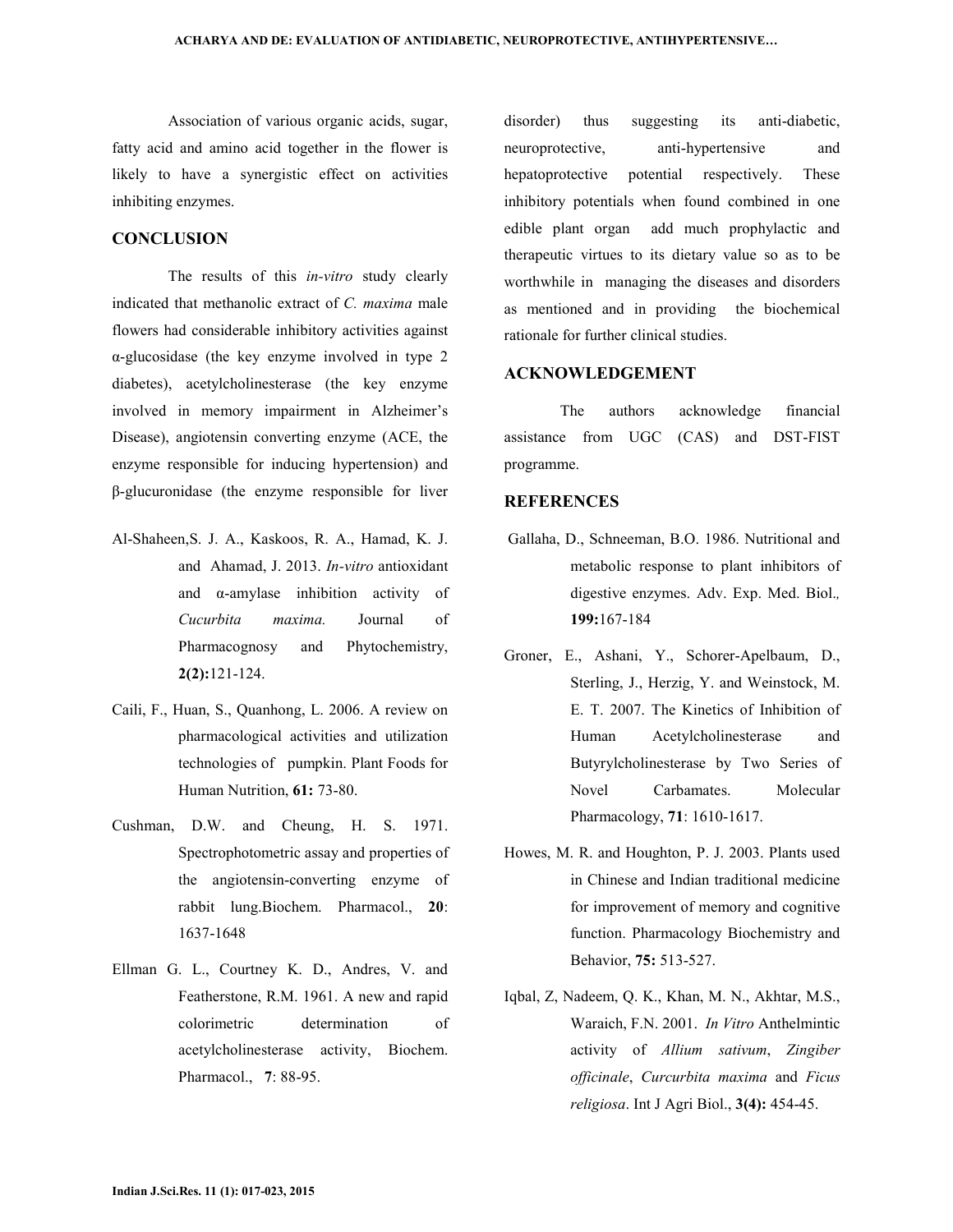Association of various organic acids, sugar, fatty acid and amino acid together in the flower is likely to have a synergistic effect on activities inhibiting enzymes.

## CONCLUSION

The results of this *in-vitro* study clearly indicated that methanolic extract of *C. maxima* male flowers had considerable inhibitory activities against α-glucosidase (the key enzyme involved in type 2 diabetes), acetylcholinesterase (the key enzyme involved in memory impairment in Alzheimer's Disease), angiotensin converting enzyme (ACE, the enzyme responsible for inducing hypertension) and β-glucuronidase (the enzyme responsible for liver disorder) thus suggesting its anti-diabetic, neuroprotective, anti-hypertensive and hepatoprotective potential respectively. These inhibitory potentials when found combined in one edible plant organ add much prophylactic and therapeutic virtues to its dietary value so as to be worthwhile in managing the diseases and disorders as mentioned and in providing the biochemical rationale for further clinical studies.

## ACKNOWLEDGEMENT

The authors acknowledge financial assistance from UGC (CAS) and DST-FIST programme.

## REFERENCES

Al-Shaheen,S. J. A., Kaskoos, R. A., Hamad, K. J. and Ahamad, J. 2013. *In-vitro* antioxidant and α-amylase inhibition activity of *Cucurbita maxima.* Journal of Pharmacognosy and Phytochemistry, **2(2):**121-124.

Caili, F., Huan, S., Quanhong, L. 2006. A review on pharmacological activities and utilization technologies of pumpkin. Plant Foods for Human Nutrition, **61:** 73-80.

Cushman, D.W. and Cheung, H. S. 1971. Spectrophotometric assay and properties of the angiotensin-converting enzyme of rabbit lung.Biochem. Pharmacol., **20**: 1637-1648

Ellman G. L., Courtney K. D., Andres, V. and Featherstone, R.M. 1961. A new and rapid colorimetric determination of acetylcholinesterase activity, Biochem. Pharmacol., **7**: 88-95.

Gallaha, D., Schneeman, B.O. 1986. Nutritional and metabolic response to plant inhibitors of digestive enzymes. Adv. Exp. Med. Biol., **199:**167-184

Groner, E., Ashani, Y., Schorer-Apelbaum, D., Sterling, J., Herzig, Y. and Weinstock, M. E. T. 2007. The Kinetics of Inhibition of Human Acetylcholinesterase and Butyrylcholinesterase by Two Series of Novel Carbamates. Molecular Pharmacology, **71**: 1610-1617.

Howes, M. R. and Houghton, P. J. 2003. Plants used in Chinese and Indian traditional medicine for improvement of memory and cognitive function. Pharmacology Biochemistry and Behavior, **75:** 513-527.

Iqbal, Z, Nadeem, Q. K., Khan, M. N., Akhtar, M.S., Waraich, F.N. 2001. *In Vitro* Anthelmintic activity of *Allium sativum*, *Zingiber officinale*, *Curcurbita maxima* and *Ficus religiosa*. Int J Agri Biol., **3(4):** 454-45.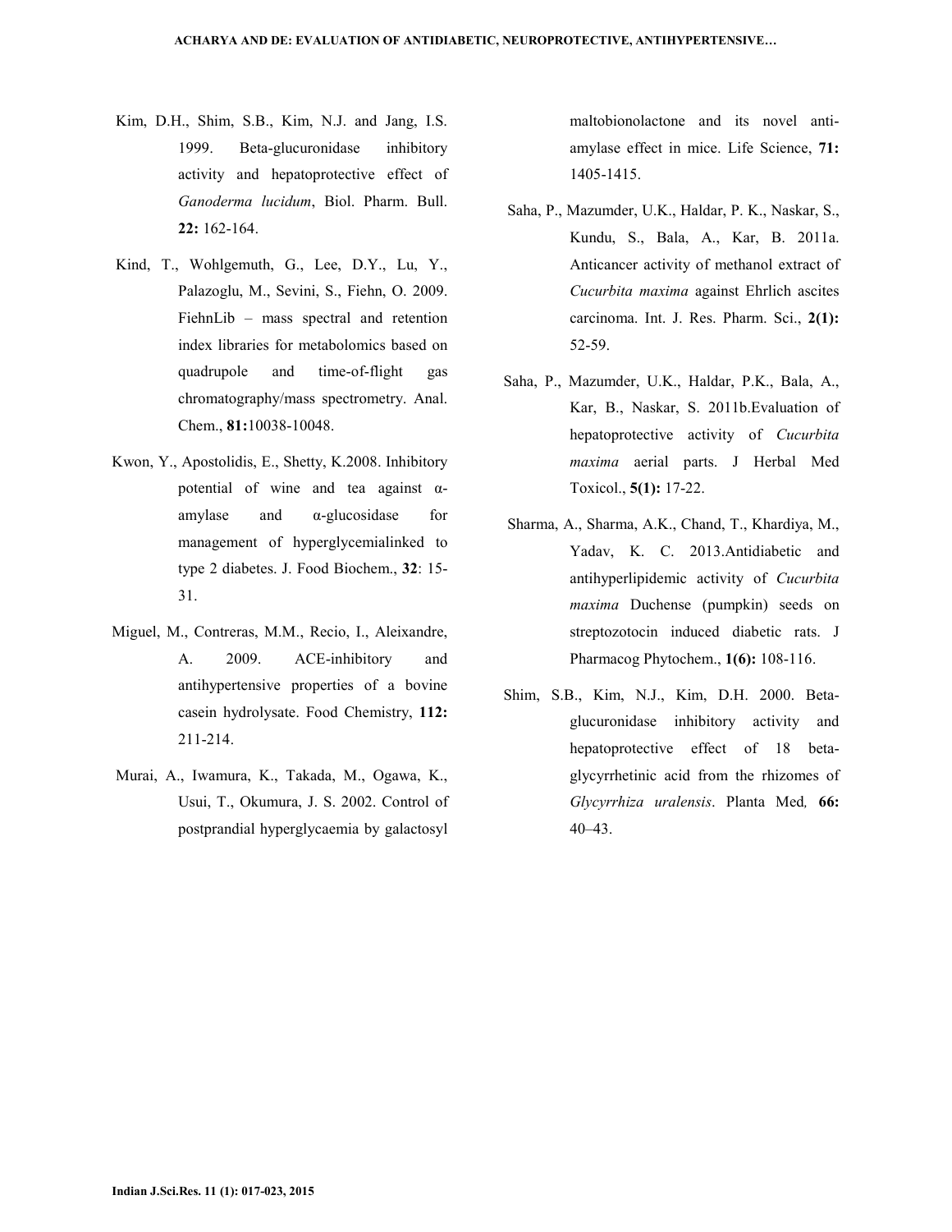Kim, D.H., Shim, S.B., Kim, N.J. and Jang, I.S. 1999. Beta-glucuronidase inhibitory activity and hepatoprotective effect of *Ganoderma lucidum*, Biol. Pharm. Bull. **22:** 162-164.

Kind, T., Wohlgemuth, G., Lee, D.Y., Lu, Y., Palazoglu, M., Sevini, S., Fiehn, O. 2009. FiehnLib – mass spectral and retention index libraries for metabolomics based on quadrupole and time-of-flight gas chromatography/mass spectrometry. Anal. Chem., **81:**10038-10048.

Kwon, Y., Apostolidis, E., Shetty, K.2008. Inhibitory potential of wine and tea against α-amylase and α-glucosidase for management of hyperglycemialinked to type 2 diabetes. J. Food Biochem., **32**: 15-31.

Miguel, M., Contreras, M.M., Recio, I., Aleixandre, A. 2009. ACE-inhibitory and antihypertensive properties of a bovine casein hydrolysate. Food Chemistry, **112:** 211-214.

Murai, A., Iwamura, K., Takada, M., Ogawa, K., Usui, T., Okumura, J. S. 2002. Control of postprandial hyperglycaemia by galactosyl maltobionolactone and its novel anti-amylase effect in mice. Life Science, **71:** 1405-1415.

Saha, P., Mazumder, U.K., Haldar, P. K., Naskar, S., Kundu, S., Bala, A., Kar, B. 2011a. Anticancer activity of methanol extract of *Cucurbita maxima* against Ehrlich ascites carcinoma. Int. J. Res. Pharm. Sci., **2(1):** 52-59.

Saha, P., Mazumder, U.K., Haldar, P.K., Bala, A., Kar, B., Naskar, S. 2011b.Evaluation of hepatoprotective activity of *Cucurbita maxima* aerial parts. J Herbal Med Toxicol., **5(1):** 17-22.

Sharma, A., Sharma, A.K., Chand, T., Khardiya, M., Yadav, K. C. 2013.Antidiabetic and antihyperlipidemic activity of *Cucurbita maxima* Duchense (pumpkin) seeds on streptozotocin induced diabetic rats. J Pharmacog Phytochem., **1(6):** 108-116.

Shim, S.B., Kim, N.J., Kim, D.H. 2000. Beta-glucuronidase inhibitory activity and hepatoprotective effect of 18 beta-glycyrrhetinic acid from the rhizomes of *Glycyrrhiza uralensis*. Planta Med*,* **66:** 40–43.